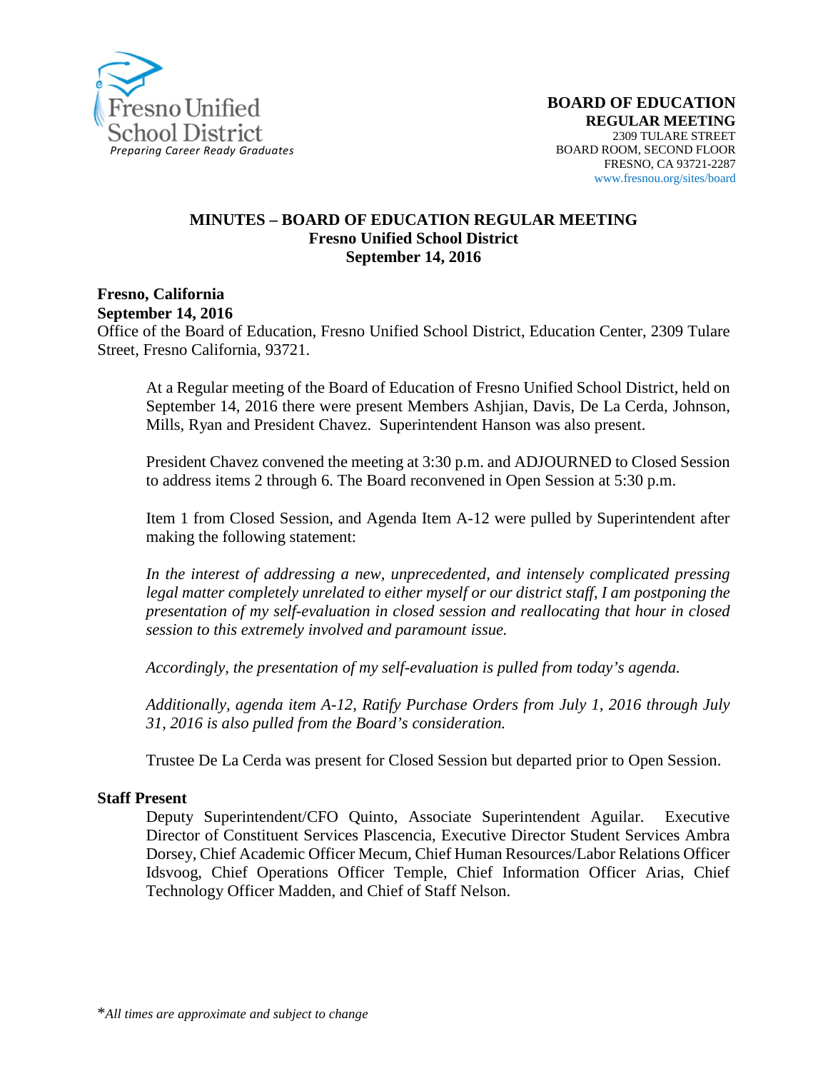Fresno Unified School District
*Preparing Career Ready Graduates*

**BOARD OF EDUCATION**
**REGULAR MEETING**
2309 TULARE STREET
BOARD ROOM, SECOND FLOOR
FRESNO, CA 93721-2287
www.fresnou.org/sites/board

## MINUTES – BOARD OF EDUCATION REGULAR MEETING
**Fresno Unified School District**
**September 14, 2016**

**Fresno, California**
**September 14, 2016**
Office of the Board of Education, Fresno Unified School District, Education Center, 2309 Tulare Street, Fresno California, 93721.

At a Regular meeting of the Board of Education of Fresno Unified School District, held on September 14, 2016 there were present Members Ashjian, Davis, De La Cerda, Johnson, Mills, Ryan and President Chavez. Superintendent Hanson was also present.

President Chavez convened the meeting at 3:30 p.m. and ADJOURNED to Closed Session to address items 2 through 6. The Board reconvened in Open Session at 5:30 p.m.

Item 1 from Closed Session, and Agenda Item A-12 were pulled by Superintendent after making the following statement:

*In the interest of addressing a new, unprecedented, and intensely complicated pressing legal matter completely unrelated to either myself or our district staff, I am postponing the presentation of my self-evaluation in closed session and reallocating that hour in closed session to this extremely involved and paramount issue.*

*Accordingly, the presentation of my self-evaluation is pulled from today's agenda.*

*Additionally, agenda item A-12, Ratify Purchase Orders from July 1, 2016 through July 31, 2016 is also pulled from the Board's consideration.*

Trustee De La Cerda was present for Closed Session but departed prior to Open Session.

**Staff Present**

Deputy Superintendent/CFO Quinto, Associate Superintendent Aguilar. Executive Director of Constituent Services Plascencia, Executive Director Student Services Ambra Dorsey, Chief Academic Officer Mecum, Chief Human Resources/Labor Relations Officer Idsvoog, Chief Operations Officer Temple, Chief Information Officer Arias, Chief Technology Officer Madden, and Chief of Staff Nelson.

**All times are approximate and subject to change*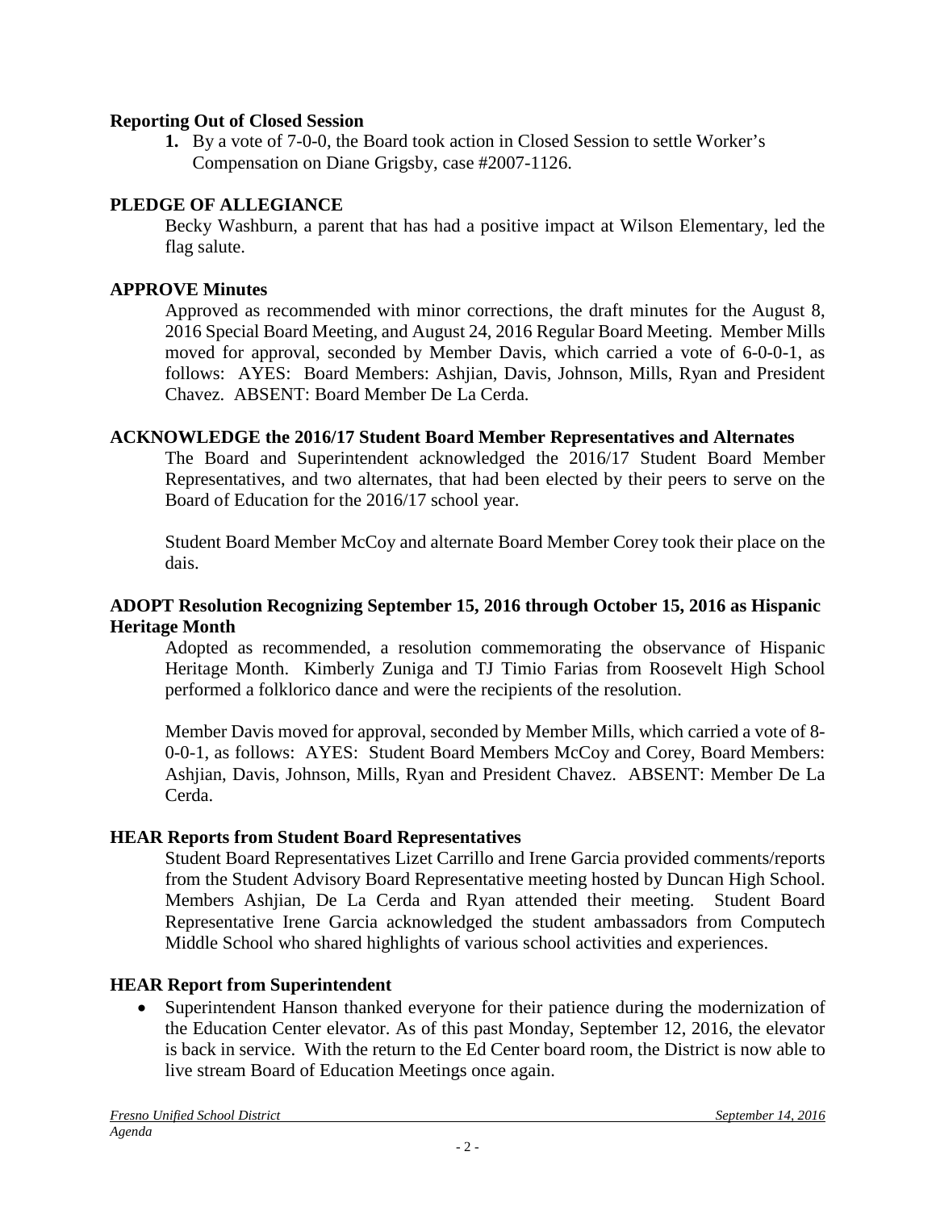## Reporting Out of Closed Session

1. By a vote of 7-0-0, the Board took action in Closed Session to settle Worker's Compensation on Diane Grigsby, case #2007-1126.

## PLEDGE OF ALLEGIANCE

Becky Washburn, a parent that has had a positive impact at Wilson Elementary, led the flag salute.

## APPROVE Minutes

Approved as recommended with minor corrections, the draft minutes for the August 8, 2016 Special Board Meeting, and August 24, 2016 Regular Board Meeting. Member Mills moved for approval, seconded by Member Davis, which carried a vote of 6-0-0-1, as follows: AYES: Board Members: Ashjian, Davis, Johnson, Mills, Ryan and President Chavez. ABSENT: Board Member De La Cerda.

## ACKNOWLEDGE the 2016/17 Student Board Member Representatives and Alternates

The Board and Superintendent acknowledged the 2016/17 Student Board Member Representatives, and two alternates, that had been elected by their peers to serve on the Board of Education for the 2016/17 school year.

Student Board Member McCoy and alternate Board Member Corey took their place on the dais.

## ADOPT Resolution Recognizing September 15, 2016 through October 15, 2016 as Hispanic Heritage Month

Adopted as recommended, a resolution commemorating the observance of Hispanic Heritage Month. Kimberly Zuniga and TJ Timio Farias from Roosevelt High School performed a folklorico dance and were the recipients of the resolution.

Member Davis moved for approval, seconded by Member Mills, which carried a vote of 8-0-0-1, as follows: AYES: Student Board Members McCoy and Corey, Board Members: Ashjian, Davis, Johnson, Mills, Ryan and President Chavez. ABSENT: Member De La Cerda.

## HEAR Reports from Student Board Representatives

Student Board Representatives Lizet Carrillo and Irene Garcia provided comments/reports from the Student Advisory Board Representative meeting hosted by Duncan High School. Members Ashjian, De La Cerda and Ryan attended their meeting. Student Board Representative Irene Garcia acknowledged the student ambassadors from Computech Middle School who shared highlights of various school activities and experiences.

## HEAR Report from Superintendent

- Superintendent Hanson thanked everyone for their patience during the modernization of the Education Center elevator. As of this past Monday, September 12, 2016, the elevator is back in service. With the return to the Ed Center board room, the District is now able to live stream Board of Education Meetings once again.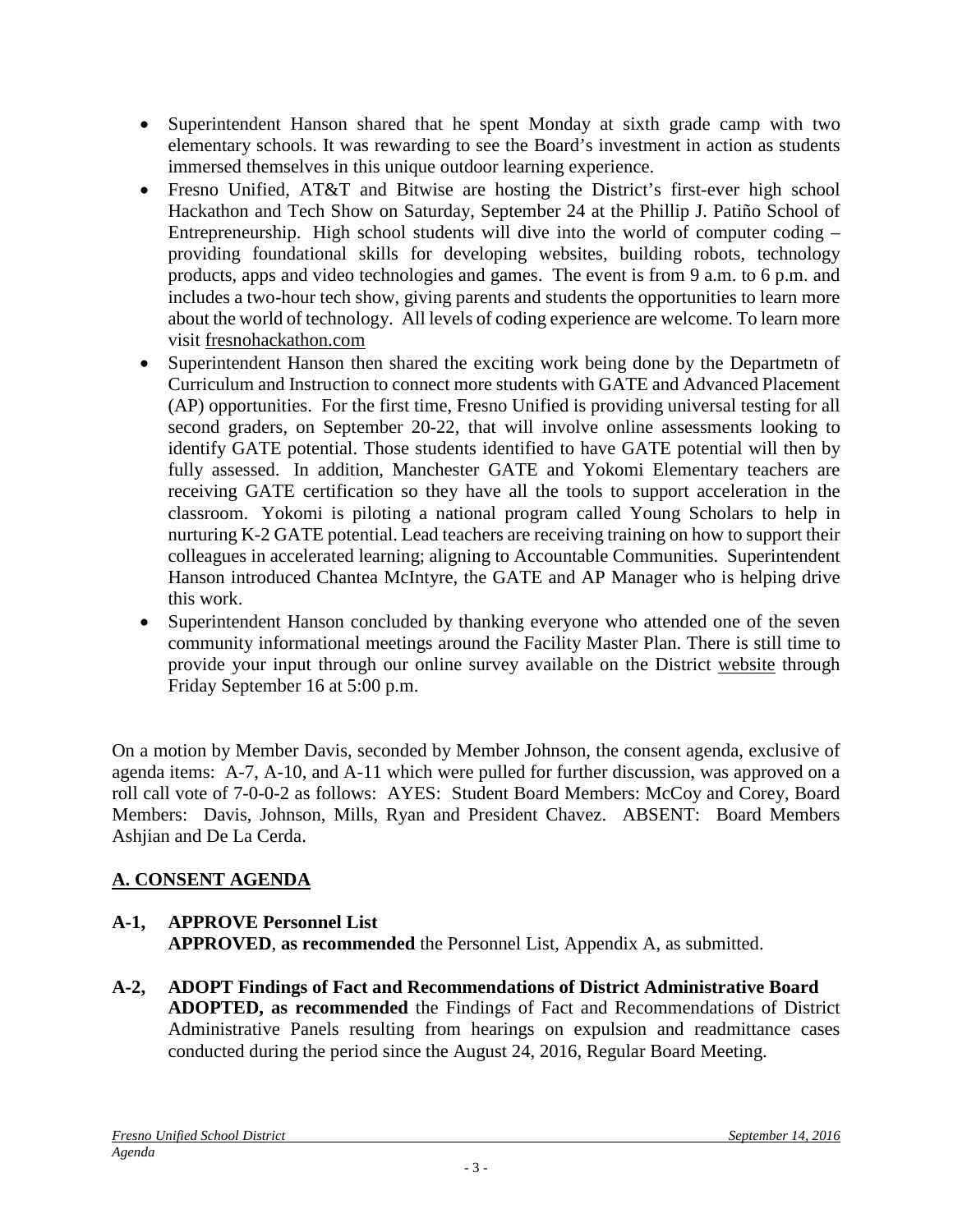- Superintendent Hanson shared that he spent Monday at sixth grade camp with two elementary schools. It was rewarding to see the Board's investment in action as students immersed themselves in this unique outdoor learning experience.
- Fresno Unified, AT&T and Bitwise are hosting the District's first-ever high school Hackathon and Tech Show on Saturday, September 24 at the Phillip J. Patiño School of Entrepreneurship. High school students will dive into the world of computer coding – providing foundational skills for developing websites, building robots, technology products, apps and video technologies and games. The event is from 9 a.m. to 6 p.m. and includes a two-hour tech show, giving parents and students the opportunities to learn more about the world of technology. All levels of coding experience are welcome. To learn more visit fresnohackathon.com
- Superintendent Hanson then shared the exciting work being done by the Departmetn of Curriculum and Instruction to connect more students with GATE and Advanced Placement (AP) opportunities. For the first time, Fresno Unified is providing universal testing for all second graders, on September 20-22, that will involve online assessments looking to identify GATE potential. Those students identified to have GATE potential will then by fully assessed. In addition, Manchester GATE and Yokomi Elementary teachers are receiving GATE certification so they have all the tools to support acceleration in the classroom. Yokomi is piloting a national program called Young Scholars to help in nurturing K-2 GATE potential. Lead teachers are receiving training on how to support their colleagues in accelerated learning; aligning to Accountable Communities. Superintendent Hanson introduced Chantea McIntyre, the GATE and AP Manager who is helping drive this work.
- Superintendent Hanson concluded by thanking everyone who attended one of the seven community informational meetings around the Facility Master Plan. There is still time to provide your input through our online survey available on the District website through Friday September 16 at 5:00 p.m.

On a motion by Member Davis, seconded by Member Johnson, the consent agenda, exclusive of agenda items: A-7, A-10, and A-11 which were pulled for further discussion, was approved on a roll call vote of 7-0-0-2 as follows: AYES: Student Board Members: McCoy and Corey, Board Members: Davis, Johnson, Mills, Ryan and President Chavez. ABSENT: Board Members Ashjian and De La Cerda.

## A. CONSENT AGENDA

**A-1, APPROVE Personnel List**
**APPROVED**, **as recommended** the Personnel List, Appendix A, as submitted.

**A-2, ADOPT Findings of Fact and Recommendations of District Administrative Board**
**ADOPTED, as recommended** the Findings of Fact and Recommendations of District Administrative Panels resulting from hearings on expulsion and readmittance cases conducted during the period since the August 24, 2016, Regular Board Meeting.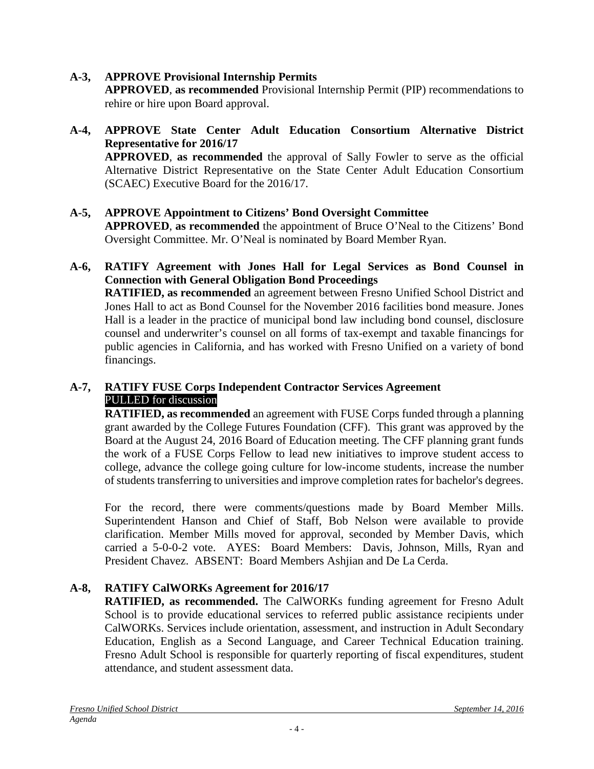**A-3, APPROVE Provisional Internship Permits**

**APPROVED**, **as recommended** Provisional Internship Permit (PIP) recommendations to rehire or hire upon Board approval.

**A-4, APPROVE State Center Adult Education Consortium Alternative District Representative for 2016/17**

**APPROVED**, **as recommended** the approval of Sally Fowler to serve as the official Alternative District Representative on the State Center Adult Education Consortium (SCAEC) Executive Board for the 2016/17.

**A-5, APPROVE Appointment to Citizens' Bond Oversight Committee**

**APPROVED**, **as recommended** the appointment of Bruce O'Neal to the Citizens' Bond Oversight Committee. Mr. O'Neal is nominated by Board Member Ryan.

**A-6, RATIFY Agreement with Jones Hall for Legal Services as Bond Counsel in Connection with General Obligation Bond Proceedings**

**RATIFIED, as recommended** an agreement between Fresno Unified School District and Jones Hall to act as Bond Counsel for the November 2016 facilities bond measure. Jones Hall is a leader in the practice of municipal bond law including bond counsel, disclosure counsel and underwriter's counsel on all forms of tax-exempt and taxable financings for public agencies in California, and has worked with Fresno Unified on a variety of bond financings.

**A-7, RATIFY FUSE Corps Independent Contractor Services Agreement**

PULLED for discussion

**RATIFIED, as recommended** an agreement with FUSE Corps funded through a planning grant awarded by the College Futures Foundation (CFF). This grant was approved by the Board at the August 24, 2016 Board of Education meeting. The CFF planning grant funds the work of a FUSE Corps Fellow to lead new initiatives to improve student access to college, advance the college going culture for low-income students, increase the number of students transferring to universities and improve completion rates for bachelor's degrees.

For the record, there were comments/questions made by Board Member Mills. Superintendent Hanson and Chief of Staff, Bob Nelson were available to provide clarification. Member Mills moved for approval, seconded by Member Davis, which carried a 5-0-0-2 vote. AYES: Board Members: Davis, Johnson, Mills, Ryan and President Chavez. ABSENT: Board Members Ashjian and De La Cerda.

**A-8, RATIFY CalWORKs Agreement for 2016/17**

**RATIFIED, as recommended.** The CalWORKs funding agreement for Fresno Adult School is to provide educational services to referred public assistance recipients under CalWORKs. Services include orientation, assessment, and instruction in Adult Secondary Education, English as a Second Language, and Career Technical Education training. Fresno Adult School is responsible for quarterly reporting of fiscal expenditures, student attendance, and student assessment data.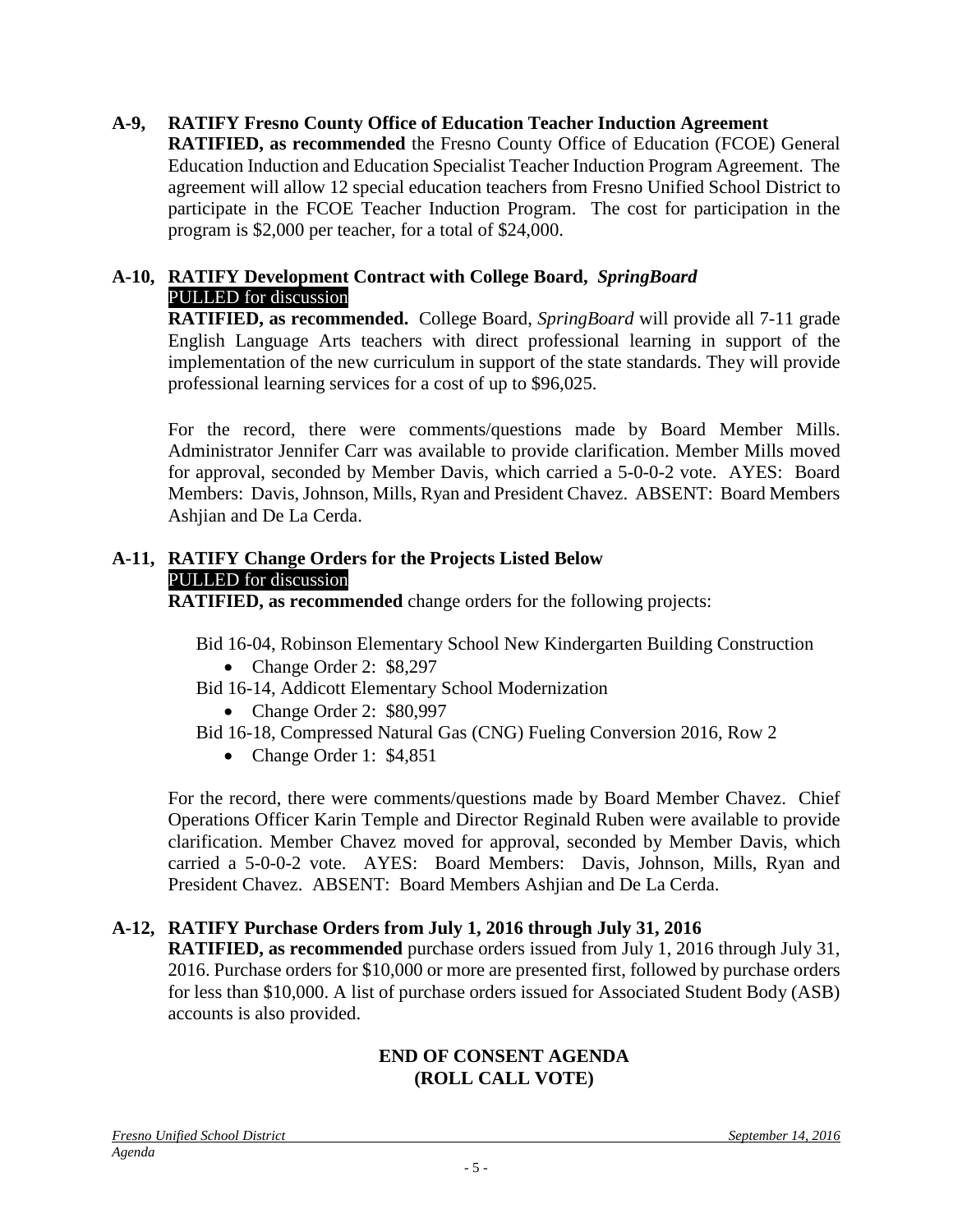**A-9, RATIFY Fresno County Office of Education Teacher Induction Agreement**

**RATIFIED, as recommended** the Fresno County Office of Education (FCOE) General Education Induction and Education Specialist Teacher Induction Program Agreement. The agreement will allow 12 special education teachers from Fresno Unified School District to participate in the FCOE Teacher Induction Program. The cost for participation in the program is $2,000 per teacher, for a total of $24,000.

**A-10, RATIFY Development Contract with College Board, *SpringBoard***

PULLED for discussion

**RATIFIED, as recommended.** College Board, *SpringBoard* will provide all 7-11 grade English Language Arts teachers with direct professional learning in support of the implementation of the new curriculum in support of the state standards. They will provide professional learning services for a cost of up to $96,025.

For the record, there were comments/questions made by Board Member Mills. Administrator Jennifer Carr was available to provide clarification. Member Mills moved for approval, seconded by Member Davis, which carried a 5-0-0-2 vote. AYES: Board Members: Davis, Johnson, Mills, Ryan and President Chavez. ABSENT: Board Members Ashjian and De La Cerda.

**A-11, RATIFY Change Orders for the Projects Listed Below**

PULLED for discussion

**RATIFIED, as recommended** change orders for the following projects:

Bid 16-04, Robinson Elementary School New Kindergarten Building Construction

- Change Order 2: $8,297

Bid 16-14, Addicott Elementary School Modernization

- Change Order 2: $80,997

Bid 16-18, Compressed Natural Gas (CNG) Fueling Conversion 2016, Row 2

- Change Order 1: $4,851

For the record, there were comments/questions made by Board Member Chavez. Chief Operations Officer Karin Temple and Director Reginald Ruben were available to provide clarification. Member Chavez moved for approval, seconded by Member Davis, which carried a 5-0-0-2 vote. AYES: Board Members: Davis, Johnson, Mills, Ryan and President Chavez. ABSENT: Board Members Ashjian and De La Cerda.

**A-12, RATIFY Purchase Orders from July 1, 2016 through July 31, 2016**

**RATIFIED, as recommended** purchase orders issued from July 1, 2016 through July 31, 2016. Purchase orders for $10,000 or more are presented first, followed by purchase orders for less than $10,000. A list of purchase orders issued for Associated Student Body (ASB) accounts is also provided.

**END OF CONSENT AGENDA**
**(ROLL CALL VOTE)**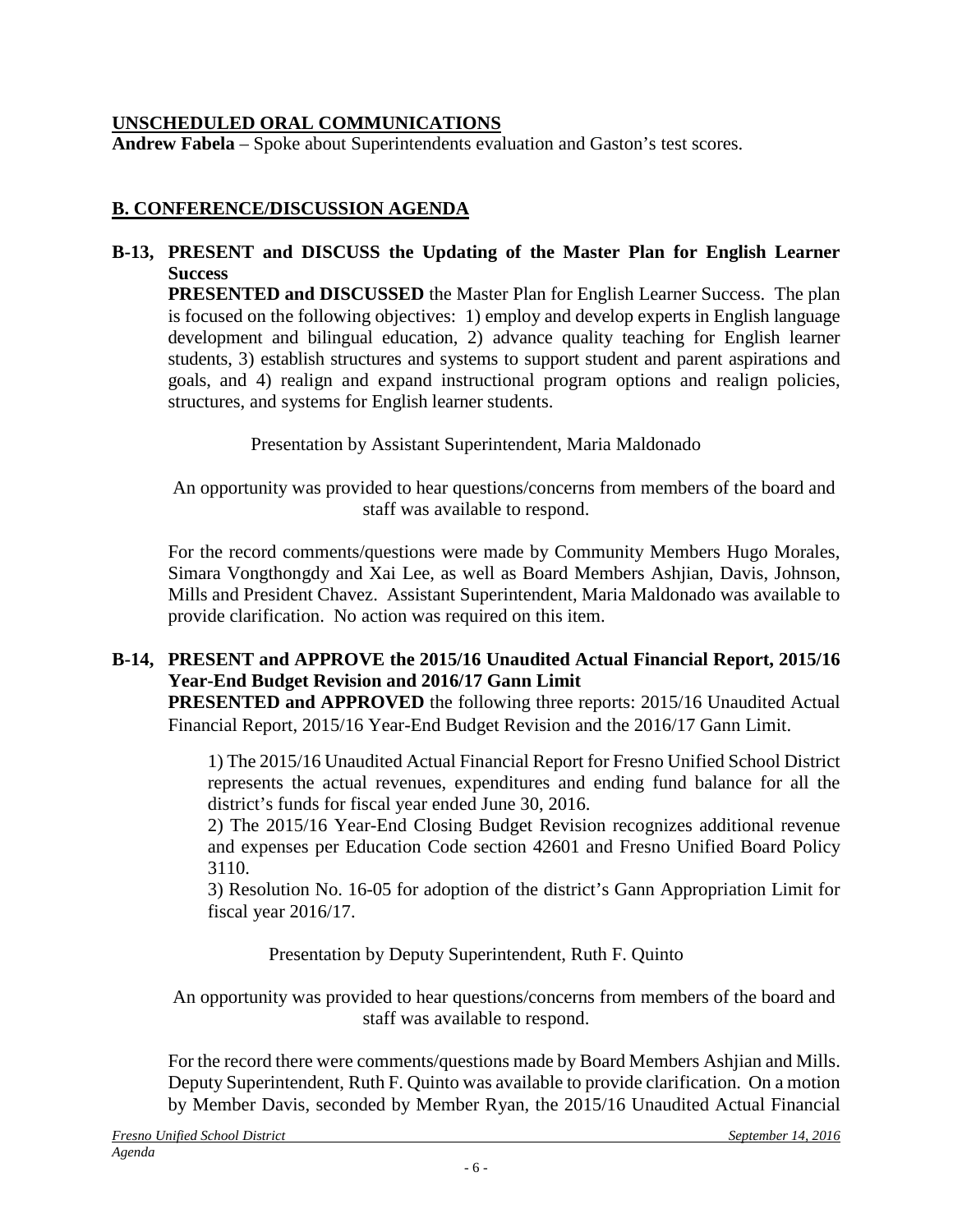## UNSCHEDULED ORAL COMMUNICATIONS

**Andrew Fabela** – Spoke about Superintendents evaluation and Gaston's test scores.

## B. CONFERENCE/DISCUSSION AGENDA

### B-13, PRESENT and DISCUSS the Updating of the Master Plan for English Learner Success

**PRESENTED and DISCUSSED** the Master Plan for English Learner Success. The plan is focused on the following objectives: 1) employ and develop experts in English language development and bilingual education, 2) advance quality teaching for English learner students, 3) establish structures and systems to support student and parent aspirations and goals, and 4) realign and expand instructional program options and realign policies, structures, and systems for English learner students.

Presentation by Assistant Superintendent, Maria Maldonado

An opportunity was provided to hear questions/concerns from members of the board and staff was available to respond.

For the record comments/questions were made by Community Members Hugo Morales, Simara Vongthongdy and Xai Lee, as well as Board Members Ashjian, Davis, Johnson, Mills and President Chavez. Assistant Superintendent, Maria Maldonado was available to provide clarification. No action was required on this item.

### B-14, PRESENT and APPROVE the 2015/16 Unaudited Actual Financial Report, 2015/16 Year-End Budget Revision and 2016/17 Gann Limit

**PRESENTED and APPROVED** the following three reports: 2015/16 Unaudited Actual Financial Report, 2015/16 Year-End Budget Revision and the 2016/17 Gann Limit.

1) The 2015/16 Unaudited Actual Financial Report for Fresno Unified School District represents the actual revenues, expenditures and ending fund balance for all the district's funds for fiscal year ended June 30, 2016.
2) The 2015/16 Year-End Closing Budget Revision recognizes additional revenue and expenses per Education Code section 42601 and Fresno Unified Board Policy 3110.
3) Resolution No. 16-05 for adoption of the district's Gann Appropriation Limit for fiscal year 2016/17.

Presentation by Deputy Superintendent, Ruth F. Quinto

An opportunity was provided to hear questions/concerns from members of the board and staff was available to respond.

For the record there were comments/questions made by Board Members Ashjian and Mills. Deputy Superintendent, Ruth F. Quinto was available to provide clarification. On a motion by Member Davis, seconded by Member Ryan, the 2015/16 Unaudited Actual Financial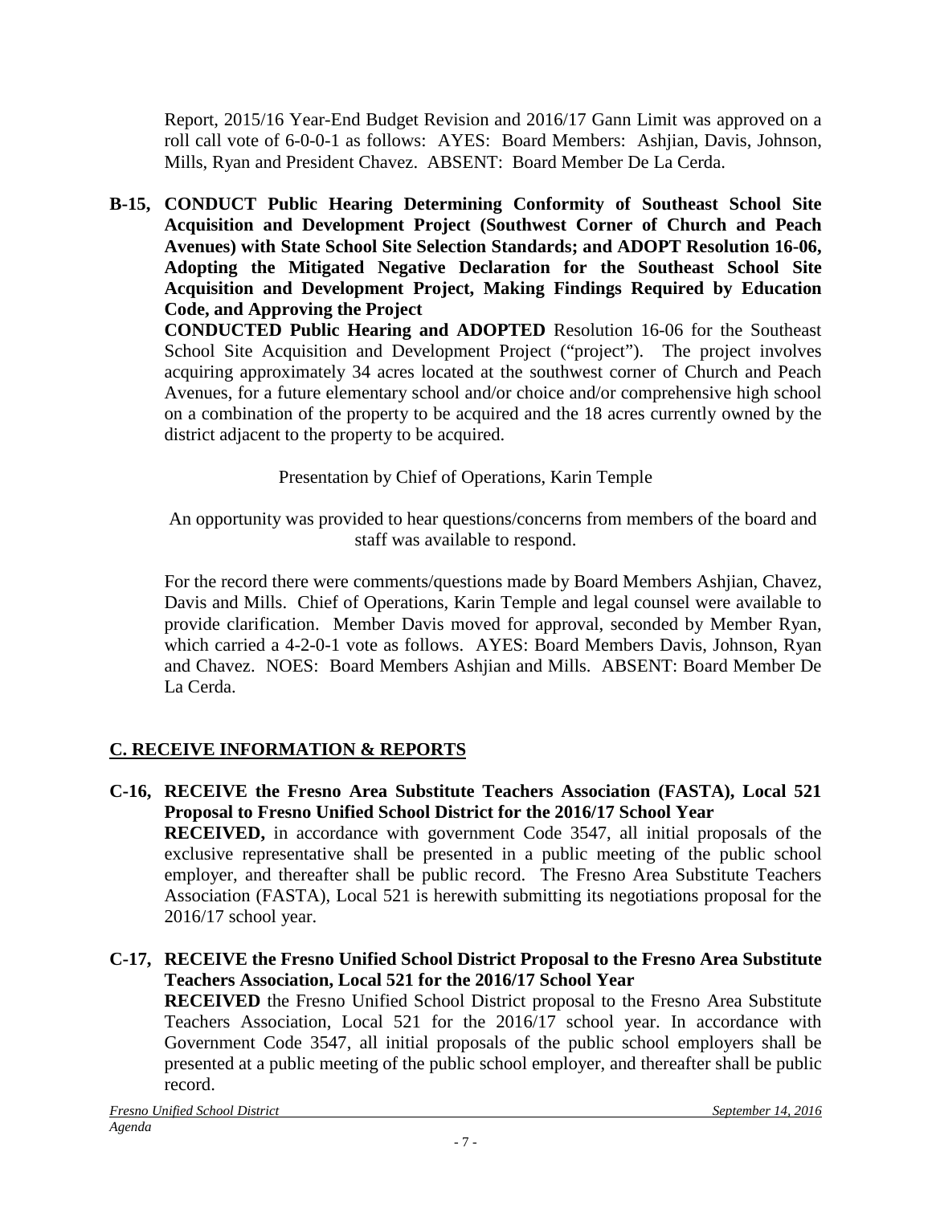Report, 2015/16 Year-End Budget Revision and 2016/17 Gann Limit was approved on a roll call vote of 6-0-0-1 as follows: AYES: Board Members: Ashjian, Davis, Johnson, Mills, Ryan and President Chavez. ABSENT: Board Member De La Cerda.

**B-15, CONDUCT Public Hearing Determining Conformity of Southeast School Site Acquisition and Development Project (Southwest Corner of Church and Peach Avenues) with State School Site Selection Standards; and ADOPT Resolution 16-06, Adopting the Mitigated Negative Declaration for the Southeast School Site Acquisition and Development Project, Making Findings Required by Education Code, and Approving the Project**

**CONDUCTED Public Hearing and ADOPTED** Resolution 16-06 for the Southeast School Site Acquisition and Development Project ("project"). The project involves acquiring approximately 34 acres located at the southwest corner of Church and Peach Avenues, for a future elementary school and/or choice and/or comprehensive high school on a combination of the property to be acquired and the 18 acres currently owned by the district adjacent to the property to be acquired.

Presentation by Chief of Operations, Karin Temple

An opportunity was provided to hear questions/concerns from members of the board and staff was available to respond.

For the record there were comments/questions made by Board Members Ashjian, Chavez, Davis and Mills. Chief of Operations, Karin Temple and legal counsel were available to provide clarification. Member Davis moved for approval, seconded by Member Ryan, which carried a 4-2-0-1 vote as follows. AYES: Board Members Davis, Johnson, Ryan and Chavez. NOES: Board Members Ashjian and Mills. ABSENT: Board Member De La Cerda.

## C. RECEIVE INFORMATION & REPORTS

**C-16, RECEIVE the Fresno Area Substitute Teachers Association (FASTA), Local 521 Proposal to Fresno Unified School District for the 2016/17 School Year**

**RECEIVED,** in accordance with government Code 3547, all initial proposals of the exclusive representative shall be presented in a public meeting of the public school employer, and thereafter shall be public record. The Fresno Area Substitute Teachers Association (FASTA), Local 521 is herewith submitting its negotiations proposal for the 2016/17 school year.

**C-17, RECEIVE the Fresno Unified School District Proposal to the Fresno Area Substitute Teachers Association, Local 521 for the 2016/17 School Year**

**RECEIVED** the Fresno Unified School District proposal to the Fresno Area Substitute Teachers Association, Local 521 for the 2016/17 school year. In accordance with Government Code 3547, all initial proposals of the public school employers shall be presented at a public meeting of the public school employer, and thereafter shall be public record.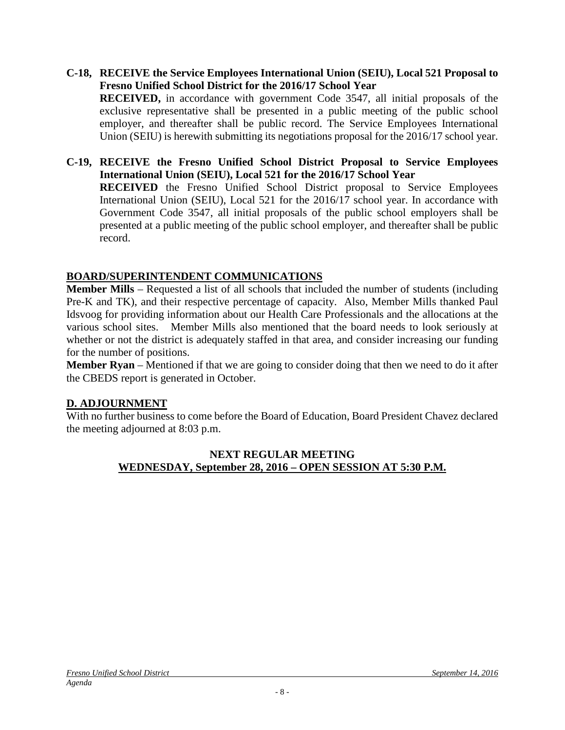**C-18, RECEIVE the Service Employees International Union (SEIU), Local 521 Proposal to Fresno Unified School District for the 2016/17 School Year**

**RECEIVED,** in accordance with government Code 3547, all initial proposals of the exclusive representative shall be presented in a public meeting of the public school employer, and thereafter shall be public record. The Service Employees International Union (SEIU) is herewith submitting its negotiations proposal for the 2016/17 school year.

**C-19, RECEIVE the Fresno Unified School District Proposal to Service Employees International Union (SEIU), Local 521 for the 2016/17 School Year**

**RECEIVED** the Fresno Unified School District proposal to Service Employees International Union (SEIU), Local 521 for the 2016/17 school year. In accordance with Government Code 3547, all initial proposals of the public school employers shall be presented at a public meeting of the public school employer, and thereafter shall be public record.

## BOARD/SUPERINTENDENT COMMUNICATIONS

**Member Mills** – Requested a list of all schools that included the number of students (including Pre-K and TK), and their respective percentage of capacity. Also, Member Mills thanked Paul Idsvoog for providing information about our Health Care Professionals and the allocations at the various school sites. Member Mills also mentioned that the board needs to look seriously at whether or not the district is adequately staffed in that area, and consider increasing our funding for the number of positions.

**Member Ryan** – Mentioned if that we are going to consider doing that then we need to do it after the CBEDS report is generated in October.

## D. ADJOURNMENT

With no further business to come before the Board of Education, Board President Chavez declared the meeting adjourned at 8:03 p.m.

**NEXT REGULAR MEETING**
**WEDNESDAY, September 28, 2016 – OPEN SESSION AT 5:30 P.M.**